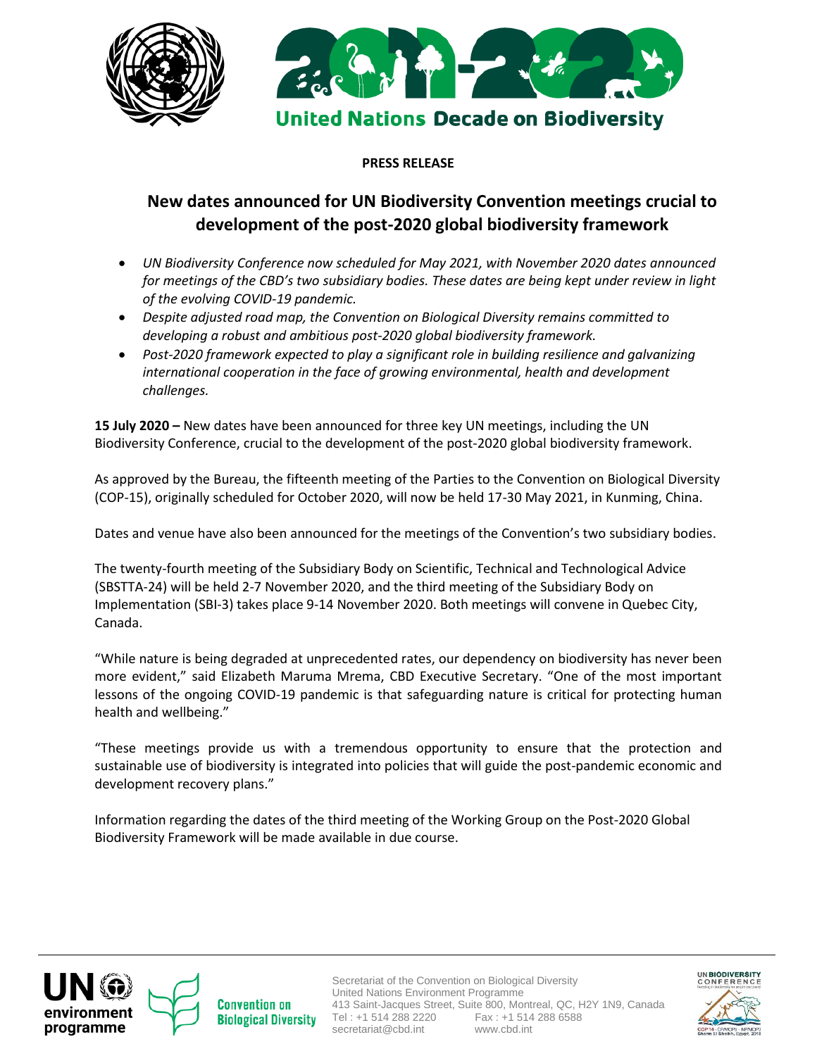United Nations Decade on Biodiversity

**PRESS RELEASE**

# New dates announced for UN Biodiversity Convention meetings crucial to development of the post-2020 global biodiversity framework

- *UN Biodiversity Conference now scheduled for May 2021, with November 2020 dates announced for meetings of the CBD's two subsidiary bodies. These dates are being kept under review in light of the evolving COVID-19 pandemic.*
- *Despite adjusted road map, the Convention on Biological Diversity remains committed to developing a robust and ambitious post-2020 global biodiversity framework.*
- *Post-2020 framework expected to play a significant role in building resilience and galvanizing international cooperation in the face of growing environmental, health and development challenges.*

**15 July 2020 –** New dates have been announced for three key UN meetings, including the UN Biodiversity Conference, crucial to the development of the post-2020 global biodiversity framework.

As approved by the Bureau, the fifteenth meeting of the Parties to the Convention on Biological Diversity (COP-15), originally scheduled for October 2020, will now be held 17-30 May 2021, in Kunming, China.

Dates and venue have also been announced for the meetings of the Convention's two subsidiary bodies.

The twenty-fourth meeting of the Subsidiary Body on Scientific, Technical and Technological Advice (SBSTTA-24) will be held 2-7 November 2020, and the third meeting of the Subsidiary Body on Implementation (SBI-3) takes place 9-14 November 2020. Both meetings will convene in Quebec City, Canada.

"While nature is being degraded at unprecedented rates, our dependency on biodiversity has never been more evident," said Elizabeth Maruma Mrema, CBD Executive Secretary. "One of the most important lessons of the ongoing COVID-19 pandemic is that safeguarding nature is critical for protecting human health and wellbeing."

"These meetings provide us with a tremendous opportunity to ensure that the protection and sustainable use of biodiversity is integrated into policies that will guide the post-pandemic economic and development recovery plans."

Information regarding the dates of the third meeting of the Working Group on the Post-2020 Global Biodiversity Framework will be made available in due course.

Secretariat of the Convention on Biological Diversity
United Nations Environment Programme
413 Saint-Jacques Street, Suite 800, Montreal, QC, H2Y 1N9, Canada
Tel : +1 514 288 2220 Fax : +1 514 288 6588
secretariat@cbd.int www.cbd.int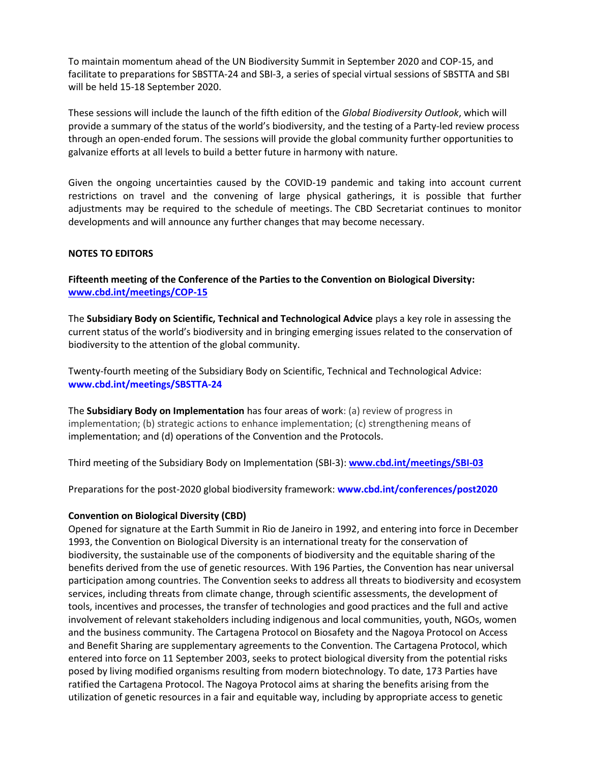To maintain momentum ahead of the UN Biodiversity Summit in September 2020 and COP-15, and facilitate to preparations for SBSTTA-24 and SBI-3, a series of special virtual sessions of SBSTTA and SBI will be held 15-18 September 2020.

These sessions will include the launch of the fifth edition of the *Global Biodiversity Outlook*, which will provide a summary of the status of the world's biodiversity, and the testing of a Party-led review process through an open-ended forum. The sessions will provide the global community further opportunities to galvanize efforts at all levels to build a better future in harmony with nature.

Given the ongoing uncertainties caused by the COVID-19 pandemic and taking into account current restrictions on travel and the convening of large physical gatherings, it is possible that further adjustments may be required to the schedule of meetings. The CBD Secretariat continues to monitor developments and will announce any further changes that may become necessary.

**NOTES TO EDITORS**

**Fifteenth meeting of the Conference of the Parties to the Convention on Biological Diversity:** **www.cbd.int/meetings/COP-15**

The **Subsidiary Body on Scientific, Technical and Technological Advice** plays a key role in assessing the current status of the world's biodiversity and in bringing emerging issues related to the conservation of biodiversity to the attention of the global community.

Twenty-fourth meeting of the Subsidiary Body on Scientific, Technical and Technological Advice: **www.cbd.int/meetings/SBSTTA-24**

The **Subsidiary Body on Implementation** has four areas of work: (a) review of progress in implementation; (b) strategic actions to enhance implementation; (c) strengthening means of implementation; and (d) operations of the Convention and the Protocols.

Third meeting of the Subsidiary Body on Implementation (SBI-3): **www.cbd.int/meetings/SBI-03**

Preparations for the post-2020 global biodiversity framework: **www.cbd.int/conferences/post2020**

**Convention on Biological Diversity (CBD)**

Opened for signature at the Earth Summit in Rio de Janeiro in 1992, and entering into force in December 1993, the Convention on Biological Diversity is an international treaty for the conservation of biodiversity, the sustainable use of the components of biodiversity and the equitable sharing of the benefits derived from the use of genetic resources. With 196 Parties, the Convention has near universal participation among countries. The Convention seeks to address all threats to biodiversity and ecosystem services, including threats from climate change, through scientific assessments, the development of tools, incentives and processes, the transfer of technologies and good practices and the full and active involvement of relevant stakeholders including indigenous and local communities, youth, NGOs, women and the business community. The Cartagena Protocol on Biosafety and the Nagoya Protocol on Access and Benefit Sharing are supplementary agreements to the Convention. The Cartagena Protocol, which entered into force on 11 September 2003, seeks to protect biological diversity from the potential risks posed by living modified organisms resulting from modern biotechnology. To date, 173 Parties have ratified the Cartagena Protocol. The Nagoya Protocol aims at sharing the benefits arising from the utilization of genetic resources in a fair and equitable way, including by appropriate access to genetic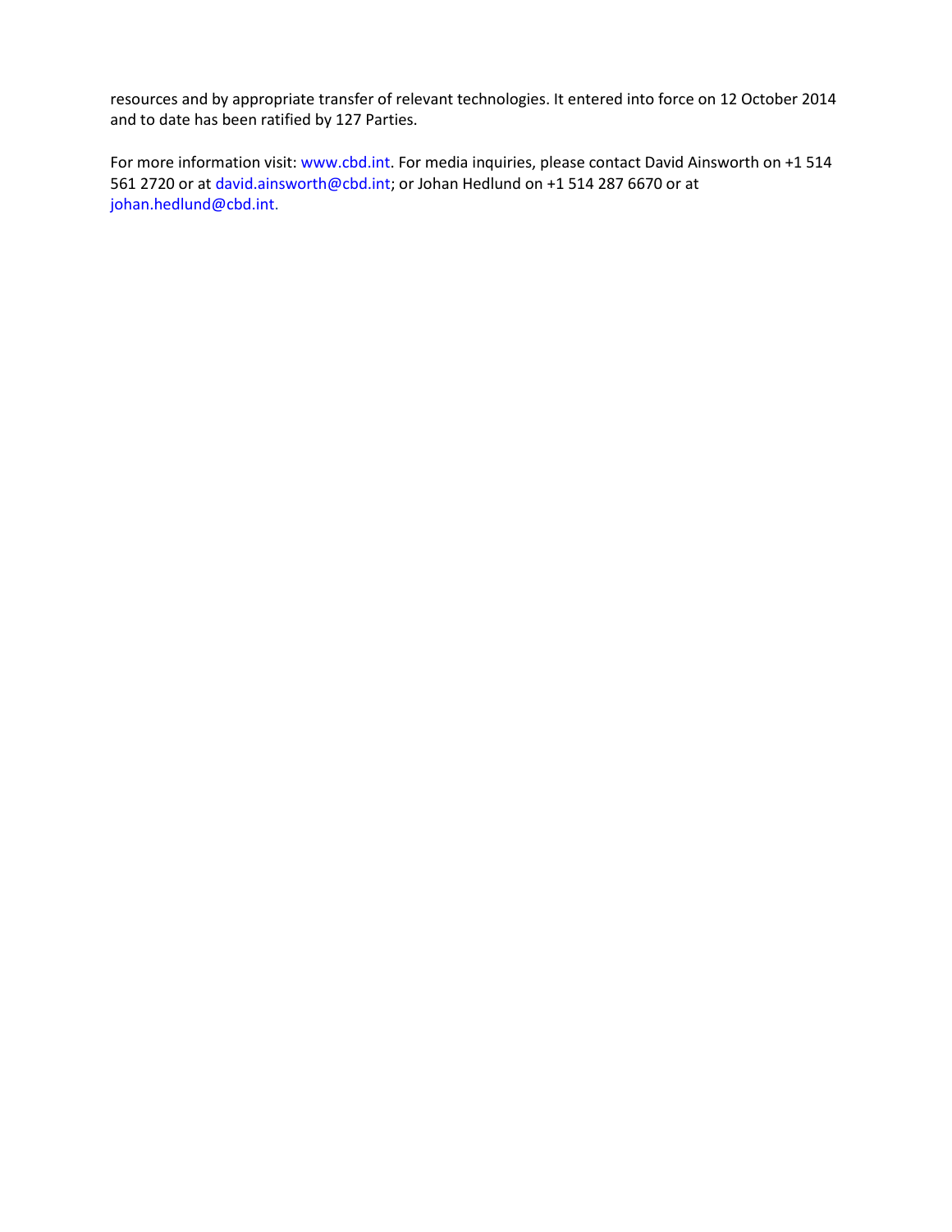resources and by appropriate transfer of relevant technologies. It entered into force on 12 October 2014 and to date has been ratified by 127 Parties.

For more information visit: www.cbd.int. For media inquiries, please contact David Ainsworth on +1 514 561 2720 or at david.ainsworth@cbd.int; or Johan Hedlund on +1 514 287 6670 or at johan.hedlund@cbd.int.